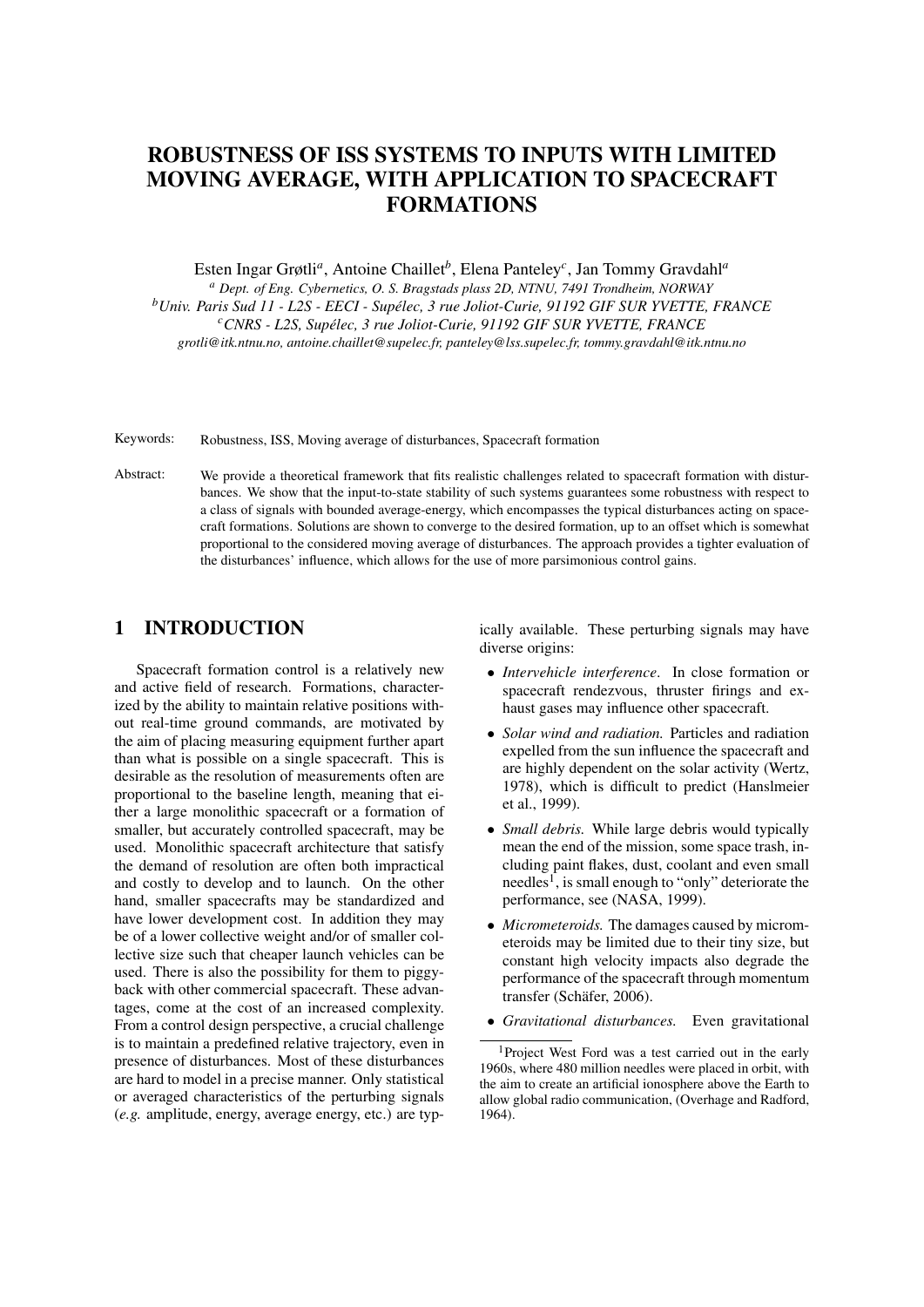# ROBUSTNESS OF ISS SYSTEMS TO INPUTS WITH LIMITED MOVING AVERAGE, WITH APPLICATION TO SPACECRAFT FORMATIONS

Esten Ingar Grøtli[a], Antoine Chaillet[b], Elena Panteley[c], Jan Tommy Gravdahl[a]

[a] *Dept. of Eng. Cybernetics, O. S. Bragstads plass 2D, NTNU, 7491 Trondheim, NORWAY*

[b] *Univ. Paris Sud 11 - L2S - EECI - Supélec, 3 rue Joliot-Curie, 91192 GIF SUR YVETTE, FRANCE*

[c] *CNRS - L2S, Supélec, 3 rue Joliot-Curie, 91192 GIF SUR YVETTE, FRANCE*

*grotli@itk.ntnu.no, antoine.chaillet@supelec.fr, panteley@lss.supelec.fr, tommy.gravdahl@itk.ntnu.no*

Keywords: Robustness, ISS, Moving average of disturbances, Spacecraft formation

Abstract: We provide a theoretical framework that fits realistic challenges related to spacecraft formation with disturbances. We show that the input-to-state stability of such systems guarantees some robustness with respect to a class of signals with bounded average-energy, which encompasses the typical disturbances acting on spacecraft formations. Solutions are shown to converge to the desired formation, up to an offset which is somewhat proportional to the considered moving average of disturbances. The approach provides a tighter evaluation of the disturbances' influence, which allows for the use of more parsimonious control gains.

## 1 INTRODUCTION

Spacecraft formation control is a relatively new and active field of research. Formations, characterized by the ability to maintain relative positions without real-time ground commands, are motivated by the aim of placing measuring equipment further apart than what is possible on a single spacecraft. This is desirable as the resolution of measurements often are proportional to the baseline length, meaning that either a large monolithic spacecraft or a formation of smaller, but accurately controlled spacecraft, may be used. Monolithic spacecraft architecture that satisfy the demand of resolution are often both impractical and costly to develop and to launch. On the other hand, smaller spacecrafts may be standardized and have lower development cost. In addition they may be of a lower collective weight and/or of smaller collective size such that cheaper launch vehicles can be used. There is also the possibility for them to piggyback with other commercial spacecraft. These advantages, come at the cost of an increased complexity. From a control design perspective, a crucial challenge is to maintain a predefined relative trajectory, even in presence of disturbances. Most of these disturbances are hard to model in a precise manner. Only statistical or averaged characteristics of the perturbing signals (*e.g.* amplitude, energy, average energy, etc.) are typically available. These perturbing signals may have diverse origins:

- *Intervehicle interference*. In close formation or spacecraft rendezvous, thruster firings and exhaust gases may influence other spacecraft.
- *Solar wind and radiation.* Particles and radiation expelled from the sun influence the spacecraft and are highly dependent on the solar activity (Wertz, 1978), which is difficult to predict (Hanslmeier et al., 1999).
- *Small debris.* While large debris would typically mean the end of the mission, some space trash, including paint flakes, dust, coolant and even small needles[1], is small enough to "only" deteriorate the performance, see (NASA, 1999).
- *Micrometeoroids.* The damages caused by micrometeoroids may be limited due to their tiny size, but constant high velocity impacts also degrade the performance of the spacecraft through momentum transfer (Schäfer, 2006).
- *Gravitational disturbances.* Even gravitational

[1] Project West Ford was a test carried out in the early 1960s, where 480 million needles were placed in orbit, with the aim to create an artificial ionosphere above the Earth to allow global radio communication, (Overhage and Radford, 1964).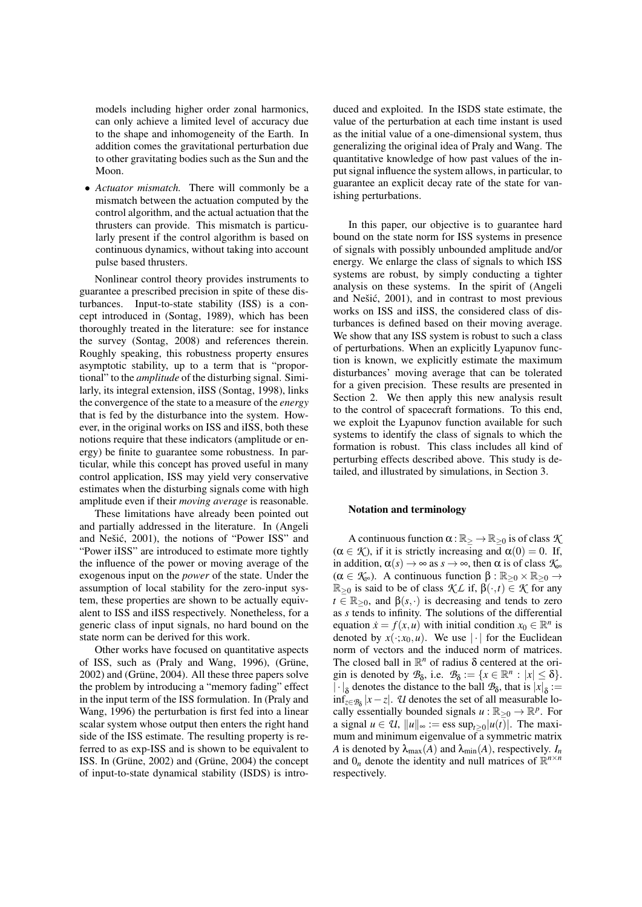models including higher order zonal harmonics, can only achieve a limited level of accuracy due to the shape and inhomogeneity of the Earth. In addition comes the gravitational perturbation due to other gravitating bodies such as the Sun and the Moon.

- *Actuator mismatch.* There will commonly be a mismatch between the actuation computed by the control algorithm, and the actual actuation that the thrusters can provide. This mismatch is particularly present if the control algorithm is based on continuous dynamics, without taking into account pulse based thrusters.

Nonlinear control theory provides instruments to guarantee a prescribed precision in spite of these disturbances. Input-to-state stability (ISS) is a concept introduced in (Sontag, 1989), which has been thoroughly treated in the literature: see for instance the survey (Sontag, 2008) and references therein. Roughly speaking, this robustness property ensures asymptotic stability, up to a term that is "proportional" to the *amplitude* of the disturbing signal. Similarly, its integral extension, iISS (Sontag, 1998), links the convergence of the state to a measure of the *energy* that is fed by the disturbance into the system. However, in the original works on ISS and iISS, both these notions require that these indicators (amplitude or energy) be finite to guarantee some robustness. In particular, while this concept has proved useful in many control application, ISS may yield very conservative estimates when the disturbing signals come with high amplitude even if their *moving average* is reasonable.

These limitations have already been pointed out and partially addressed in the literature. In (Angeli and Nešić, 2001), the notions of "Power ISS" and "Power iISS" are introduced to estimate more tightly the influence of the power or moving average of the exogenous input on the *power* of the state. Under the assumption of local stability for the zero-input system, these properties are shown to be actually equivalent to ISS and iISS respectively. Nonetheless, for a generic class of input signals, no hard bound on the state norm can be derived for this work.

Other works have focused on quantitative aspects of ISS, such as (Praly and Wang, 1996), (Grüne, 2002) and (Grüne, 2004). All these three papers solve the problem by introducing a "memory fading" effect in the input term of the ISS formulation. In (Praly and Wang, 1996) the perturbation is first fed into a linear scalar system whose output then enters the right hand side of the ISS estimate. The resulting property is referred to as exp-ISS and is shown to be equivalent to ISS. In (Grüne, 2002) and (Grüne, 2004) the concept of input-to-state dynamical stability (ISDS) is introduced and exploited. In the ISDS state estimate, the value of the perturbation at each time instant is used as the initial value of a one-dimensional system, thus generalizing the original idea of Praly and Wang. The quantitative knowledge of how past values of the input signal influence the system allows, in particular, to guarantee an explicit decay rate of the state for vanishing perturbations.

In this paper, our objective is to guarantee hard bound on the state norm for ISS systems in presence of signals with possibly unbounded amplitude and/or energy. We enlarge the class of signals to which ISS systems are robust, by simply conducting a tighter analysis on these systems. In the spirit of (Angeli and Nešić, 2001), and in contrast to most previous works on ISS and iISS, the considered class of disturbances is defined based on their moving average. We show that any ISS system is robust to such a class of perturbations. When an explicitly Lyapunov function is known, we explicitly estimate the maximum disturbances' moving average that can be tolerated for a given precision. These results are presented in Section 2. We then apply this new analysis result to the control of spacecraft formations. To this end, we exploit the Lyapunov function available for such systems to identify the class of signals to which the formation is robust. This class includes all kind of perturbing effects described above. This study is detailed, and illustrated by simulations, in Section 3.

#### Notation and terminology

A continuous function $\alpha : \mathbb{R}_{\geq} \to \mathbb{R}_{\geq 0}$ is of class $\mathcal{K}$ ($\alpha \in \mathcal{K}$), if it is strictly increasing and $\alpha(0) = 0$. If, in addition, $\alpha(s) \to \infty$ as $s \to \infty$, then $\alpha$ is of class $\mathcal{K}_\infty$ ($\alpha \in \mathcal{K}_\infty$). A continuous function $\beta : \mathbb{R}_{\geq 0} \times \mathbb{R}_{\geq 0} \to \mathbb{R}_{\geq 0}$ is said to be of class $\mathcal{KL}$ if, $\beta(\cdot,t) \in \mathcal{K}$ for any $t \in \mathbb{R}_{\geq 0}$, and $\beta(s,\cdot)$ is decreasing and tends to zero as $s$ tends to infinity. The solutions of the differential equation $\dot{x} = f(x,u)$ with initial condition $x_0 \in \mathbb{R}^n$ is denoted by $x(\cdot;x_0,u)$. We use $|\cdot|$ for the Euclidean norm of vectors and the induced norm of matrices. The closed ball in $\mathbb{R}^n$ of radius $\delta$ centered at the origin is denoted by $\mathcal{B}_\delta$, i.e. $\mathcal{B}_\delta := \{x \in \mathbb{R}^n : |x| \leq \delta\}$. $|\cdot|_\delta$ denotes the distance to the ball $\mathcal{B}_\delta$, that is $|x|_\delta := \inf_{z \in \mathcal{B}_\delta} |x - z|$. $\mathcal{U}$ denotes the set of all measurable locally essentially bounded signals $u : \mathbb{R}_{\geq 0} \to \mathbb{R}^p$. For a signal $u \in \mathcal{U}$, $\|u\|_\infty := \text{ess sup}_{t \geq 0}|u(t)|$. The maximum and minimum eigenvalue of a symmetric matrix $A$ is denoted by $\lambda_{\max}(A)$ and $\lambda_{\min}(A)$, respectively. $I_n$ and $0_n$ denote the identity and null matrices of $\mathbb{R}^{n \times n}$ respectively.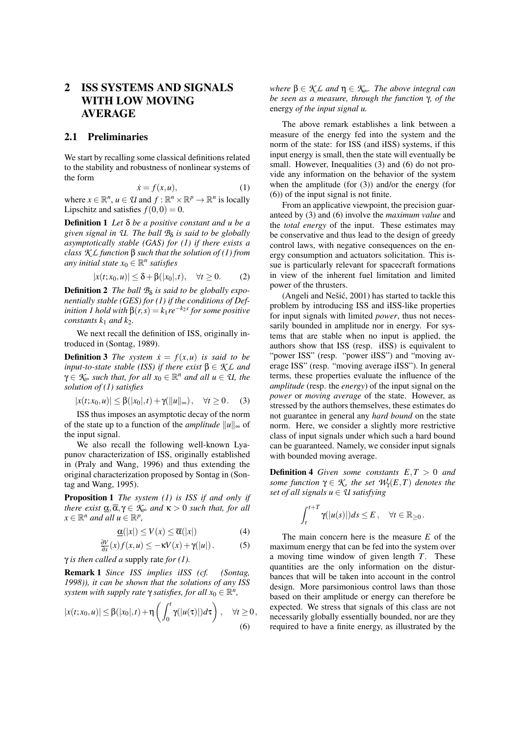## 2 ISS SYSTEMS AND SIGNALS WITH LOW MOVING AVERAGE

### 2.1 Preliminaries

We start by recalling some classical definitions related to the stability and robustness of nonlinear systems of the form

$$\dot{x} = f(x,u), \tag{1}$$

where $x \in \mathbb{R}^n$, $u \in \mathcal{U}$ and $f : \mathbb{R}^n \times \mathbb{R}^p \to \mathbb{R}^n$ is locally Lipschitz and satisfies $f(0,0) = 0$.

**Definition 1** *Let $\delta$ be a positive constant and $u$ be a given signal in $\mathcal{U}$. The ball $\mathcal{B}_\delta$ is said to be globally asymptotically stable (GAS) for (1) if there exists a class $\mathcal{KL}$ function $\beta$ such that the solution of (1) from any initial state $x_0 \in \mathbb{R}^n$ satisfies*

$$|x(t;x_0,u)| \leq \delta + \beta(|x_0|,t), \quad \forall t \geq 0. \tag{2}$$

**Definition 2** *The ball $\mathcal{B}_\delta$ is said to be globally exponentially stable (GES) for (1) if the conditions of Definition 1 hold with $\beta(r,s) = k_1 r e^{-k_2 s}$ for some positive constants $k_1$ and $k_2$.*

We next recall the definition of ISS, originally introduced in (Sontag, 1989).

**Definition 3** *The system $\dot{x} = f(x,u)$ is said to be input-to-state stable (ISS) if there exist $\beta \in \mathcal{KL}$ and $\gamma \in \mathcal{K}_\infty$ such that, for all $x_0 \in \mathbb{R}^n$ and all $u \in \mathcal{U}$, the solution of (1) satisfies*

$$|x(t;x_0,u)| \leq \beta(|x_0|,t) + \gamma(\|u\|_\infty), \quad \forall t \geq 0. \tag{3}$$

ISS thus imposes an asymptotic decay of the norm of the state up to a function of the *amplitude* $\|u\|_\infty$ of the input signal.

We also recall the following well-known Lyapunov characterization of ISS, originally established in (Praly and Wang, 1996) and thus extending the original characterization proposed by Sontag in (Sontag and Wang, 1995).

**Proposition 1** *The system (1) is ISS if and only if there exist $\underline{\alpha}, \overline{\alpha}, \gamma \in \mathcal{K}_\infty$ and $\kappa > 0$ such that, for all $x \in \mathbb{R}^n$ and all $u \in \mathbb{R}^p$,*

$$\underline{\alpha}(|x|) \leq V(x) \leq \overline{\alpha}(|x|) \tag{4}$$

$$\tfrac{\partial V}{\partial x}(x) f(x,u) \leq -\kappa V(x) + \gamma(|u|). \tag{5}$$

*$\gamma$ is then called a* supply rate *for (1).*

**Remark 1** *Since ISS implies iISS (cf. (Sontag, 1998)), it can be shown that the solutions of any ISS system with supply rate $\gamma$ satisfies, for all $x_0 \in \mathbb{R}^n$,*

$$|x(t;x_0,u)| \leq \beta(|x_0|,t) + \eta\left(\int_0^t \gamma(|u(\tau)|)d\tau\right), \quad \forall t \geq 0, \tag{6}$$

*where $\beta \in \mathcal{KL}$ and $\eta \in \mathcal{K}_\infty$. The above integral can be seen as a measure, through the function $\gamma$, of the* energy *of the input signal $u$.*

The above remark establishes a link between a measure of the energy fed into the system and the norm of the state: for ISS (and iISS) systems, if this input energy is small, then the state will eventually be small. However, Inequalities (3) and (6) do not provide any information on the behavior of the system when the amplitude (for (3)) and/or the energy (for (6)) of the input signal is not finite.

From an applicative viewpoint, the precision guaranteed by (3) and (6) involve the *maximum value* and the *total energy* of the input. These estimates may be conservative and thus lead to the design of greedy control laws, with negative consequences on the energy consumption and actuators solicitation. This issue is particularly relevant for spacecraft formations in view of the inherent fuel limitation and limited power of the thrusters.

(Angeli and Nešić, 2001) has started to tackle this problem by introducing ISS and iISS-like properties for input signals with limited *power*, thus not necessarily bounded in amplitude nor in energy. For systems that are stable when no input is applied, the authors show that ISS (resp. iISS) is equivalent to "power ISS" (resp. "power iISS") and "moving average ISS" (resp. "moving average iISS"). In general terms, these properties evaluate the influence of the *amplitude* (resp. the *energy*) of the input signal on the *power* or *moving average* of the state. However, as stressed by the authors themselves, these estimates do not guarantee in general any *hard bound* on the state norm. Here, we consider a slightly more restrictive class of input signals under which such a hard bound can be guaranteed. Namely, we consider input signals with bounded moving average.

**Definition 4** *Given some constants $E, T > 0$ and some function $\gamma \in \mathcal{K}$, the set $\mathcal{W}_\gamma(E,T)$ denotes the set of all signals $u \in \mathcal{U}$ satisfying*

$$\int_t^{t+T} \gamma(|u(s)|)ds \leq E, \quad \forall t \in \mathbb{R}_{\geq 0}.$$

The main concern here is the measure $E$ of the maximum energy that can be fed into the system over a moving time window of given length $T$. These quantities are the only information on the disturbances that will be taken into account in the control design. More parsimonious control laws than those based on their amplitude or energy can therefore be expected. We stress that signals of this class are not necessarily globally essentially bounded, nor are they required to have a finite energy, as illustrated by the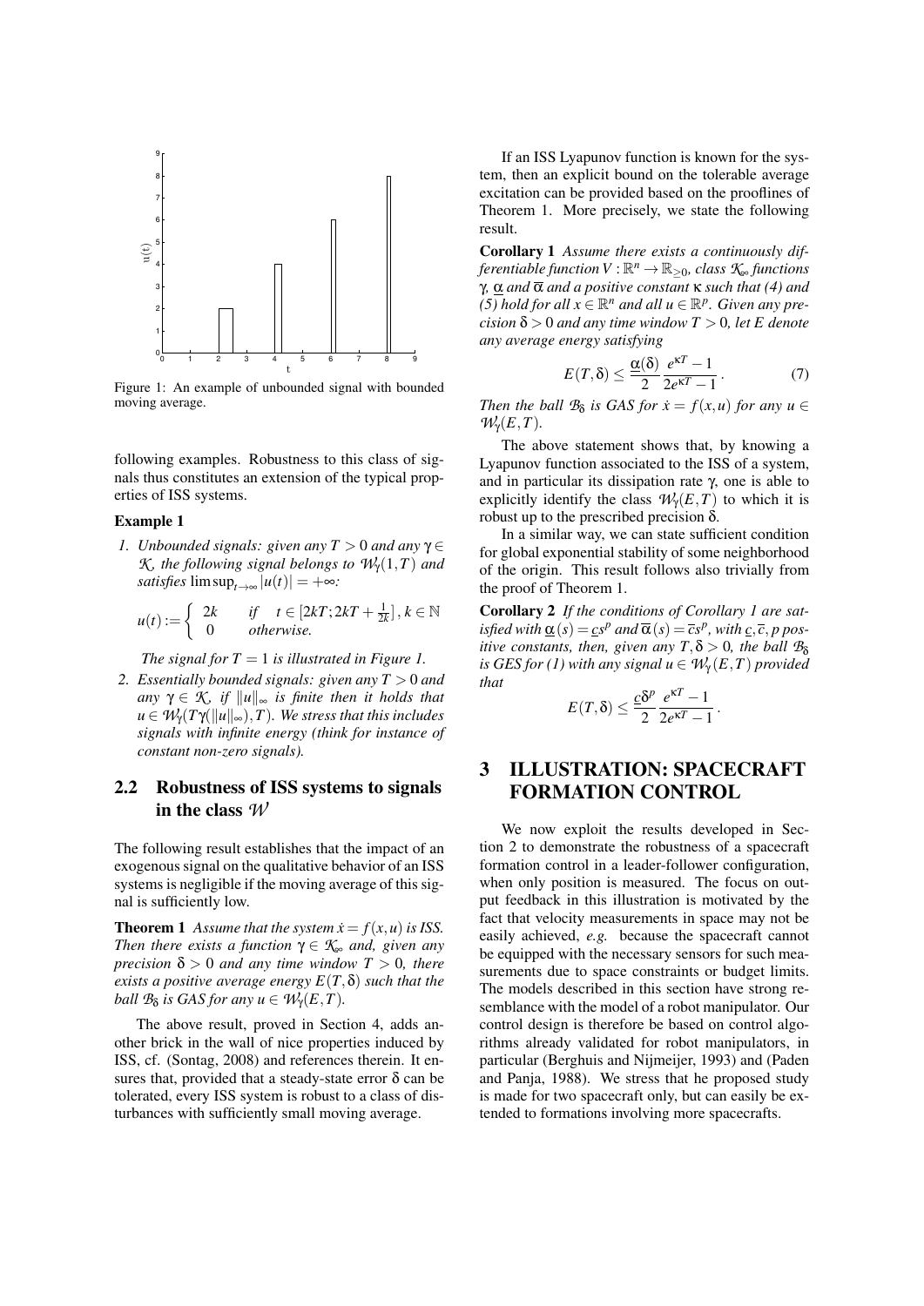Figure 1: An example of unbounded signal with bounded moving average.

following examples. Robustness to this class of signals thus constitutes an extension of the typical properties of ISS systems.

**Example 1**

1. *Unbounded signals: given any $T > 0$ and any $\gamma \in \mathcal{K}$, the following signal belongs to $\mathcal{W}_\gamma(1,T)$ and satisfies $\limsup_{t\to\infty} |u(t)| = +\infty$:*

$$u(t) := \begin{cases} 2k & \text{if} \quad t \in [2kT; 2kT + \frac{1}{2k}],\, k \in \mathbb{N} \\ 0 & \text{otherwise.} \end{cases}$$

   *The signal for $T = 1$ is illustrated in Figure 1.*

2. *Essentially bounded signals: given any $T > 0$ and any $\gamma \in \mathcal{K}$, if $\|u\|_\infty$ is finite then it holds that $u \in \mathcal{W}_\gamma(T\gamma(\|u\|_\infty), T)$. We stress that this includes signals with infinite energy (think for instance of constant non-zero signals).*

## 2.2 Robustness of ISS systems to signals in the class $\mathcal{W}$

The following result establishes that the impact of an exogenous signal on the qualitative behavior of an ISS systems is negligible if the moving average of this signal is sufficiently low.

**Theorem 1** *Assume that the system $\dot{x} = f(x,u)$ is ISS. Then there exists a function $\gamma \in \mathcal{K}_\infty$ and, given any precision $\delta > 0$ and any time window $T > 0$, there exists a positive average energy $E(T,\delta)$ such that the ball $\mathcal{B}_\delta$ is GAS for any $u \in \mathcal{W}_\gamma(E,T)$.*

The above result, proved in Section 4, adds another brick in the wall of nice properties induced by ISS, cf. (Sontag, 2008) and references therein. It ensures that, provided that a steady-state error $\delta$ can be tolerated, every ISS system is robust to a class of disturbances with sufficiently small moving average.

If an ISS Lyapunov function is known for the system, then an explicit bound on the tolerable average excitation can be provided based on the prooflines of Theorem 1. More precisely, we state the following result.

**Corollary 1** *Assume there exists a continuously differentiable function $V : \mathbb{R}^n \to \mathbb{R}_{\geq 0}$, class $\mathcal{K}_\infty$ functions $\gamma$, $\underline{\alpha}$ and $\overline{\alpha}$ and a positive constant $\kappa$ such that (4) and (5) hold for all $x \in \mathbb{R}^n$ and all $u \in \mathbb{R}^p$. Given any precision $\delta > 0$ and any time window $T > 0$, let $E$ denote any average energy satisfying*

$$E(T,\delta) \leq \frac{\underline{\alpha}(\delta)}{2} \frac{e^{\kappa T} - 1}{2e^{\kappa T} - 1}. \tag{7}$$

*Then the ball $\mathcal{B}_\delta$ is GAS for $\dot{x} = f(x,u)$ for any $u \in \mathcal{W}_\gamma(E,T)$.*

The above statement shows that, by knowing a Lyapunov function associated to the ISS of a system, and in particular its dissipation rate $\gamma$, one is able to explicitly identify the class $\mathcal{W}_\gamma(E,T)$ to which it is robust up to the prescribed precision $\delta$.

In a similar way, we can state sufficient condition for global exponential stability of some neighborhood of the origin. This result follows also trivially from the proof of Theorem 1.

**Corollary 2** *If the conditions of Corollary 1 are satisfied with $\underline{\alpha}(s) = \underline{c}s^p$ and $\overline{\alpha}(s) = \overline{c}s^p$, with $\underline{c}, \overline{c}, p$ positive constants, then, given any $T, \delta > 0$, the ball $\mathcal{B}_\delta$ is GES for (1) with any signal $u \in \mathcal{W}_\gamma(E,T)$ provided that*

$$E(T,\delta) \leq \frac{\underline{c}\delta^p}{2} \frac{e^{\kappa T} - 1}{2e^{\kappa T} - 1}.$$

# 3 ILLUSTRATION: SPACECRAFT FORMATION CONTROL

We now exploit the results developed in Section 2 to demonstrate the robustness of a spacecraft formation control in a leader-follower configuration, when only position is measured. The focus on output feedback in this illustration is motivated by the fact that velocity measurements in space may not be easily achieved, *e.g.* because the spacecraft cannot be equipped with the necessary sensors for such measurements due to space constraints or budget limits. The models described in this section have strong resemblance with the model of a robot manipulator. Our control design is therefore be based on control algorithms already validated for robot manipulators, in particular (Berghuis and Nijmeijer, 1993) and (Paden and Panja, 1988). We stress that he proposed study is made for two spacecraft only, but can easily be extended to formations involving more spacecrafts.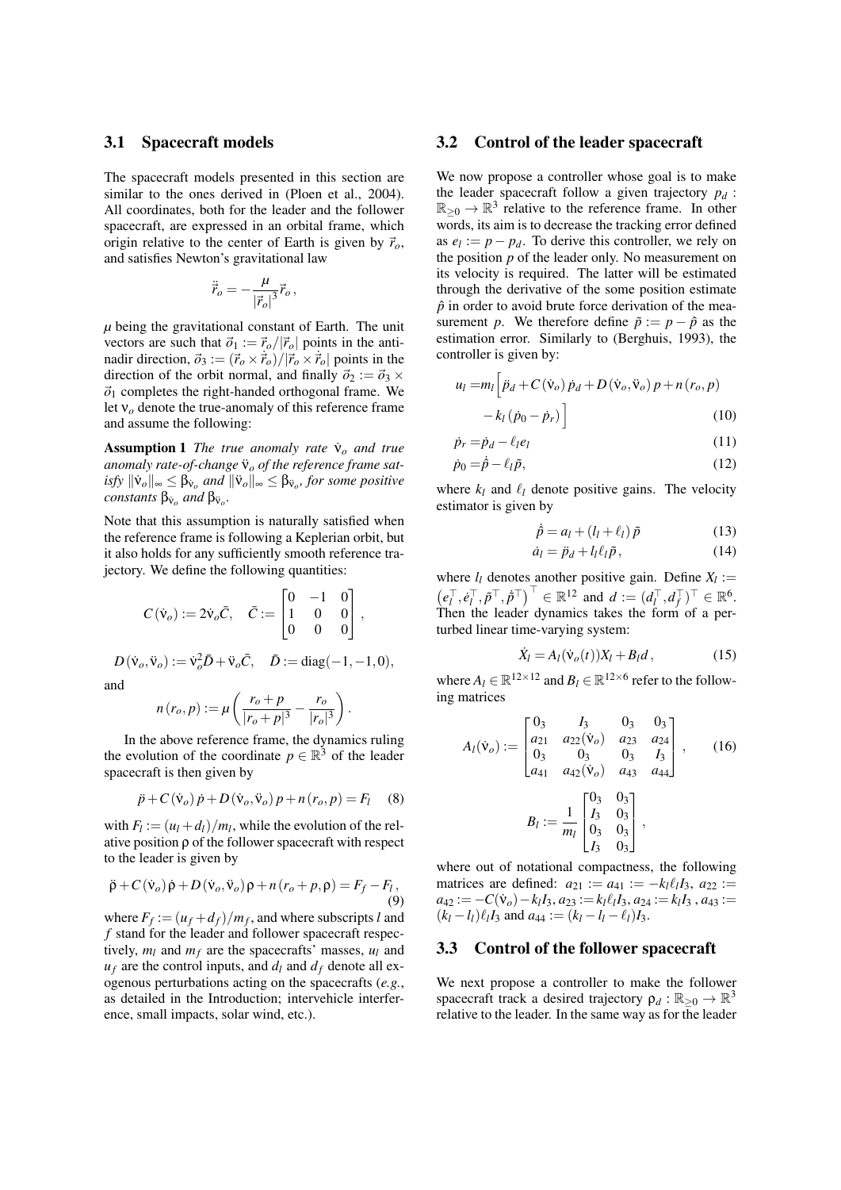### 3.1 Spacecraft models

The spacecraft models presented in this section are similar to the ones derived in (Ploen et al., 2004). All coordinates, both for the leader and the follower spacecraft, are expressed in an orbital frame, which origin relative to the center of Earth is given by $\vec{r}_o$, and satisfies Newton's gravitational law

$$\ddot{\vec{r}}_o = -\frac{\mu}{|\vec{r}_o|^3}\vec{r}_o\,,$$

$\mu$ being the gravitational constant of Earth. The unit vectors are such that $\vec{o}_1 := \vec{r}_o/|\vec{r}_o|$ points in the anti-nadir direction, $\vec{o}_3 := (\vec{r}_o \times \dot{\vec{r}}_o)/|\vec{r}_o \times \dot{\vec{r}}_o|$ points in the direction of the orbit normal, and finally $\vec{o}_2 := \vec{o}_3 \times \vec{o}_1$ completes the right-handed orthogonal frame. We let $\nu_o$ denote the true-anomaly of this reference frame and assume the following:

**Assumption 1** *The true anomaly rate $\dot{\nu}_o$ and true anomaly rate-of-change $\ddot{\nu}_o$ of the reference frame satisfy $\|\dot{\nu}_o\|_\infty \leq \beta_{\dot{\nu}_o}$ and $\|\ddot{\nu}_o\|_\infty \leq \beta_{\ddot{\nu}_o}$, for some positive constants $\beta_{\dot{\nu}_o}$ and $\beta_{\ddot{\nu}_o}$.*

Note that this assumption is naturally satisfied when the reference frame is following a Keplerian orbit, but it also holds for any sufficiently smooth reference trajectory. We define the following quantities:

$$C(\dot{\nu}_o) := 2\dot{\nu}_o\bar{C}, \quad \bar{C} := \begin{bmatrix} 0 & -1 & 0 \\ 1 & 0 & 0 \\ 0 & 0 & 0 \end{bmatrix},$$

$$D(\dot{\nu}_o, \ddot{\nu}_o) := \dot{\nu}_o^2\bar{D} + \ddot{\nu}_o\bar{C}, \quad \bar{D} := \mathrm{diag}(-1,-1,0),$$

and

$$n(r_o, p) := \mu\left(\frac{r_o + p}{|r_o + p|^3} - \frac{r_o}{|r_o|^3}\right).$$

In the above reference frame, the dynamics ruling the evolution of the coordinate $p \in \mathbb{R}^3$ of the leader spacecraft is then given by

$$\ddot{p} + C(\dot{\nu}_o)\,\dot{p} + D(\dot{\nu}_o, \ddot{\nu}_o)\,p + n(r_o, p) = F_l \tag{8}$$

with $F_l := (u_l + d_l)/m_l$, while the evolution of the relative position $\rho$ of the follower spacecraft with respect to the leader is given by

$$\ddot{\rho} + C(\dot{\nu}_o)\,\dot{\rho} + D(\dot{\nu}_o, \ddot{\nu}_o)\,\rho + n(r_o + p, \rho) = F_f - F_l\,, \tag{9}$$

where $F_f := (u_f + d_f)/m_f$, and where subscripts $l$ and $f$ stand for the leader and follower spacecraft respectively, $m_l$ and $m_f$ are the spacecrafts' masses, $u_l$ and $u_f$ are the control inputs, and $d_l$ and $d_f$ denote all exogenous perturbations acting on the spacecrafts (*e.g.*, as detailed in the Introduction; intervehicle interference, small impacts, solar wind, etc.).

### 3.2 Control of the leader spacecraft

We now propose a controller whose goal is to make the leader spacecraft follow a given trajectory $p_d : \mathbb{R}_{\geq 0} \to \mathbb{R}^3$ relative to the reference frame. In other words, its aim is to decrease the tracking error defined as $e_l := p - p_d$. To derive this controller, we rely on the position $p$ of the leader only. No measurement on its velocity is required. The latter will be estimated through the derivative of the some position estimate $\hat{p}$ in order to avoid brute force derivation of the measurement $p$. We therefore define $\tilde{p} := p - \hat{p}$ as the estimation error. Similarly to (Berghuis, 1993), the controller is given by:

$$\begin{aligned} u_l =& m_l\Big[\ddot{p}_d + C(\dot{\nu}_o)\,\dot{p}_d + D(\dot{\nu}_o, \ddot{\nu}_o)\,p + n(r_o, p) \\ & - k_l\,(\dot{p}_0 - \dot{p}_r)\Big] \end{aligned} \tag{10}$$

$$\dot{p}_r = \dot{p}_d - \ell_l e_l \tag{11}$$

$$\dot{p}_0 = \dot{\hat{p}} - \ell_l \tilde{p}, \tag{12}$$

where $k_l$ and $\ell_l$ denote positive gains. The velocity estimator is given by

$$\dot{\hat{p}} = a_l + (l_l + \ell_l)\,\tilde{p} \tag{13}$$

$$\dot{a}_l = \ddot{p}_d + l_l\ell_l\tilde{p}\,, \tag{14}$$

where $l_l$ denotes another positive gain. Define $X_l := \left(e_l^\top, \dot{e}_l^\top, \tilde{p}^\top, \dot{\tilde{p}}^\top\right)^\top \in \mathbb{R}^{12}$ and $d := (d_l^\top, d_f^\top)^\top \in \mathbb{R}^6$. Then the leader dynamics takes the form of a perturbed linear time-varying system:

$$\dot{X}_l = A_l(\dot{\nu}_o(t))X_l + B_l d\,, \tag{15}$$

where $A_l \in \mathbb{R}^{12\times 12}$ and $B_l \in \mathbb{R}^{12\times 6}$ refer to the following matrices

$$A_l(\dot{\nu}_o) := \begin{bmatrix} 0_3 & I_3 & 0_3 & 0_3 \\ a_{21} & a_{22}(\dot{\nu}_o) & a_{23} & a_{24} \\ 0_3 & 0_3 & 0_3 & I_3 \\ a_{41} & a_{42}(\dot{\nu}_o) & a_{43} & a_{44} \end{bmatrix}, \tag{16}$$

$$B_l := \frac{1}{m_l}\begin{bmatrix} 0_3 & 0_3 \\ I_3 & 0_3 \\ 0_3 & 0_3 \\ I_3 & 0_3 \end{bmatrix},$$

where out of notational compactness, the following matrices are defined: $a_{21} = a_{41} := -k_l\ell_l I_3$, $a_{22} := a_{42} := -C(\dot{\nu}_o) - k_l I_3$, $a_{23} := k_l\ell_l I_3$, $a_{24} := k_l I_3$, $a_{43} := (k_l - l_l)\ell_l I_3$ and $a_{44} := (k_l - l_l - \ell_l)I_3$.

### 3.3 Control of the follower spacecraft

We next propose a controller to make the follower spacecraft track a desired trajectory $\rho_d : \mathbb{R}_{\geq 0} \to \mathbb{R}^3$ relative to the leader. In the same way as for the leader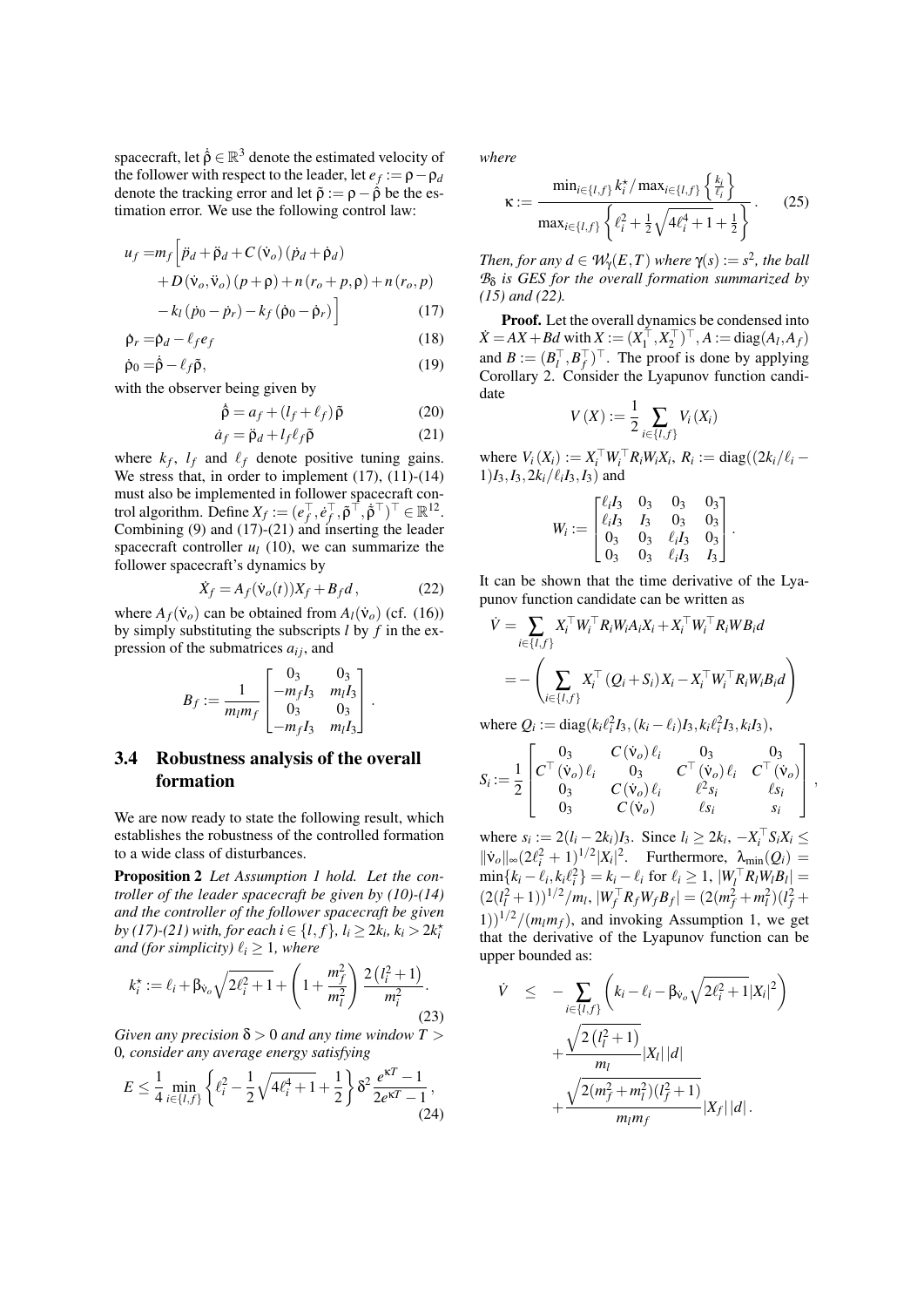spacecraft, let $\hat{\dot{\rho}} \in \mathbb{R}^3$ denote the estimated velocity of the follower with respect to the leader, let $e_f := \rho - \rho_d$ denote the tracking error and let $\tilde{\rho} := \rho - \hat{\rho}$ be the estimation error. We use the following control law:

$$
\begin{aligned}
u_f =& m_f \Big[ \ddot{p}_d + \ddot{\rho}_d + C(\dot{v}_o)(\dot{p}_d + \dot{\rho}_d) \\
&+ D(\dot{v}_o, \ddot{v}_o)(p + \rho) + n(r_o + p, \rho) + n(r_o, p) \\
&- k_l(\dot{p}_0 - \dot{p}_r) - k_f(\dot{\rho}_0 - \dot{\rho}_r) \Big] \qquad (17)
\end{aligned}
$$

$$
\dot{\rho}_r = \dot{\rho}_d - \ell_f e_f \qquad (18)
$$

$$
\dot{\rho}_0 = \hat{\dot{\rho}} - \ell_f \tilde{\rho}, \qquad (19)
$$

with the observer being given by

$$
\hat{\dot{\rho}} = a_f + (l_f + \ell_f)\tilde{\rho} \qquad (20)
$$

$$
\dot{a}_f = \ddot{\rho}_d + l_f \ell_f \tilde{\rho} \qquad (21)
$$

where $k_f$, $l_f$ and $\ell_f$ denote positive tuning gains. We stress that, in order to implement (17), (11)-(14) must also be implemented in follower spacecraft control algorithm. Define $X_f := (e_f^\top, \dot{e}_f^\top, \tilde{\rho}^\top, \dot{\tilde{\rho}}^\top)^\top \in \mathbb{R}^{12}$. Combining (9) and (17)-(21) and inserting the leader spacecraft controller $u_l$ (10), we can summarize the follower spacecraft's dynamics by

$$
\dot{X}_f = A_f(\dot{v}_o(t))X_f + B_f d, \qquad (22)
$$

where $A_f(\dot{v}_o)$ can be obtained from $A_l(\dot{v}_o)$ (cf. (16)) by simply substituting the subscripts $l$ by $f$ in the expression of the submatrices $a_{ij}$, and

$$
B_f := \frac{1}{m_l m_f} \begin{bmatrix} 0_3 & 0_3 \\ -m_f I_3 & m_l I_3 \\ 0_3 & 0_3 \\ -m_f I_3 & m_l I_3 \end{bmatrix}.
$$

## 3.4 Robustness analysis of the overall formation

We are now ready to state the following result, which establishes the robustness of the controlled formation to a wide class of disturbances.

**Proposition 2** *Let Assumption 1 hold. Let the controller of the leader spacecraft be given by (10)-(14) and the controller of the follower spacecraft be given by (17)-(21) with, for each $i \in \{l, f\}$, $l_i \geq 2k_i$, $k_i > 2k_i^\star$ and (for simplicity) $\ell_i \geq 1$, where*

$$
k_i^\star := \ell_i + \beta_{\dot{v}_o}\sqrt{2\ell_i^2 + 1} + \left(1 + \frac{m_f^2}{m_l^2}\right)\frac{2(l_i^2 + 1)}{m_i^2}. \qquad (23)
$$

*Given any precision $\delta > 0$ and any time window $T > 0$, consider any average energy satisfying*

$$
E \leq \frac{1}{4}\min_{i \in \{l,f\}}\left\{\ell_i^2 - \frac{1}{2}\sqrt{4\ell_i^4 + 1} + \frac{1}{2}\right\}\delta^2 \frac{e^{\kappa T} - 1}{2e^{\kappa T} - 1}, \qquad (24)
$$

*where*

$$
\kappa := \frac{\min_{i \in \{l,f\}} k_i^\star / \max_{i \in \{l,f\}} \left\{\frac{k_i}{\ell_i}\right\}}{\max_{i \in \{l,f\}}\left\{\ell_i^2 + \frac{1}{2}\sqrt{4\ell_i^4 + 1} + \frac{1}{2}\right\}}. \qquad (25)
$$

*Then, for any $d \in \mathcal{W}_\gamma(E, T)$ where $\gamma(s) := s^2$, the ball $\mathcal{B}_\delta$ is GES for the overall formation summarized by (15) and (22).*

**Proof.** Let the overall dynamics be condensed into $\dot{X} = AX + Bd$ with $X := (X_1^\top, X_2^\top)^\top$, $A := \mathrm{diag}(A_l, A_f)$ and $B := (B_l^\top, B_f^\top)^\top$. The proof is done by applying Corollary 2. Consider the Lyapunov function candidate

$$
V(X) := \frac{1}{2}\sum_{i \in \{l,f\}} V_i(X_i)
$$

where $V_i(X_i) := X_i^\top W_i^\top R_i W_i X_i$, $R_i := \mathrm{diag}((2k_i/\ell_i - 1)I_3, I_3, 2k_i/\ell_i I_3, I_3)$ and

$$
W_i := \begin{bmatrix} \ell_i I_3 & 0_3 & 0_3 & 0_3 \\ \ell_i I_3 & I_3 & 0_3 & 0_3 \\ 0_3 & 0_3 & \ell_i I_3 & 0_3 \\ 0_3 & 0_3 & \ell_i I_3 & I_3 \end{bmatrix}.
$$

It can be shown that the time derivative of the Lyapunov function candidate can be written as

$$
\begin{aligned}
\dot{V} &= \sum_{i \in \{l,f\}} X_i^\top W_i^\top R_i W_i A_i X_i + X_i^\top W_i^\top R_i W B_i d \\
&= -\left(\sum_{i \in \{l,f\}} X_i^\top (Q_i + S_i) X_i - X_i^\top W_i^\top R_i W_i B_i d\right)
\end{aligned}
$$

where $Q_i := \mathrm{diag}(k_i \ell_i^2 I_3, (k_i - \ell_i)I_3, k_i \ell_i^2 I_3, k_i I_3)$,

$$
S_i := \frac{1}{2}\begin{bmatrix} 0_3 & C(\dot{v}_o)\ell_i & 0_3 & 0_3 \\ C^\top(\dot{v}_o)\ell_i & 0_3 & C^\top(\dot{v}_o)\ell_i & C^\top(\dot{v}_o) \\ 0_3 & C(\dot{v}_o)\ell_i & \ell^2 s_i & \ell s_i \\ 0_3 & C(\dot{v}_o) & \ell s_i & s_i \end{bmatrix},
$$

where $s_i := 2(l_i - 2k_i)I_3$. Since $l_i \geq 2k_i$, $-X_i^\top S_i X_i \leq \|\dot{v}_o\|_\infty (2\ell_i^2 + 1)^{1/2}|X_i|^2$. Furthermore, $\lambda_{\min}(Q_i) = \min\{k_i - \ell_i, k_i \ell_i^2\} = k_i - \ell_i$ for $\ell_i \geq 1$, $|W_l^\top R_l W_l B_l| = (2(l_l^2 + 1))^{1/2}/m_l$, $|W_f^\top R_f W_f B_f| = (2(m_f^2 + m_l^2)(l_f^2 + 1))^{1/2}/(m_l m_f)$, and invoking Assumption 1, we get that the derivative of the Lyapunov function can be upper bounded as:

$$
\begin{aligned}
\dot{V} \leq & -\sum_{i \in \{l,f\}}\left(k_i - \ell_i - \beta_{\dot{v}_o}\sqrt{2\ell_i^2 + 1}|X_i|^2\right) \\
&+ \frac{\sqrt{2(l_l^2 + 1)}}{m_l}|X_l||d| \\
&+ \frac{\sqrt{2(m_f^2 + m_l^2)(l_f^2 + 1)}}{m_l m_f}|X_f||d|.
\end{aligned}
$$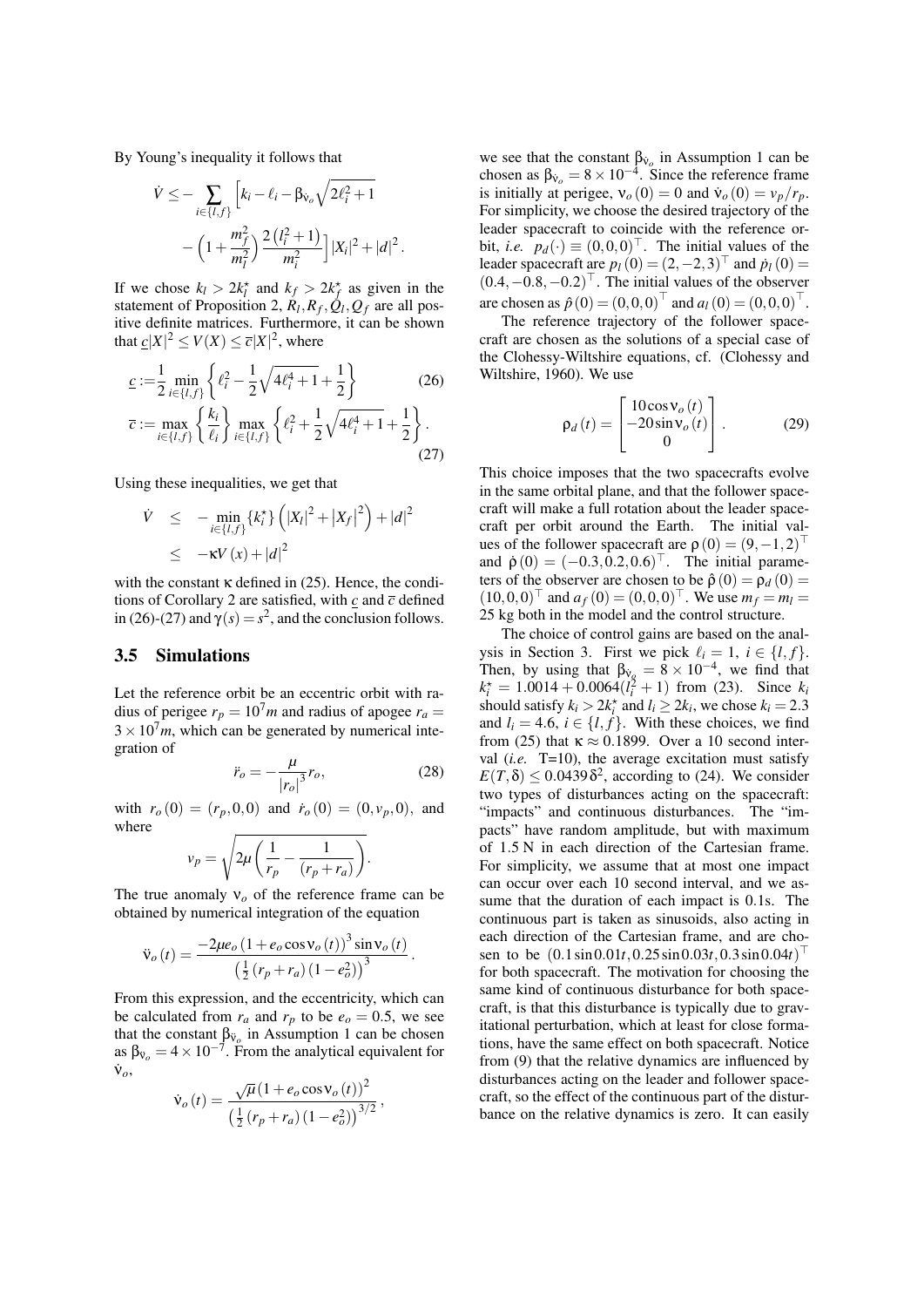By Young's inequality it follows that

$$\dot{V} \leq -\sum_{i\in\{l,f\}} \Big[k_i - \ell_i - \beta_{\dot{\nu}_o}\sqrt{2\ell_i^2+1} - \Big(1+\frac{m_f^2}{m_l^2}\Big)\frac{2\left(l_i^2+1\right)}{m_i^2}\Big]|X_i|^2 + |d|^2 .$$

If we chose $k_l > 2k_l^\star$ and $k_f > 2k_f^\star$ as given in the statement of Proposition 2, $R_l, R_f, Q_l, Q_f$ are all positive definite matrices. Furthermore, it can be shown that $\underline{c}|X|^2 \leq V(X) \leq \overline{c}|X|^2$, where

$$\underline{c} := \frac{1}{2}\min_{i\in\{l,f\}}\left\{\ell_i^2 - \frac{1}{2}\sqrt{4\ell_i^4+1}+\frac{1}{2}\right\} \tag{26}$$

$$\overline{c} := \max_{i\in\{l,f\}}\left\{\frac{k_i}{\ell_i}\right\}\max_{i\in\{l,f\}}\left\{\ell_i^2 + \frac{1}{2}\sqrt{4\ell_i^4+1}+\frac{1}{2}\right\}. \tag{27}$$

Using these inequalities, we get that

$$\begin{aligned}\dot{V} &\leq -\min_{i\in\{l,f\}}\{k_i^\star\}\left(|X_l|^2+\left|X_f\right|^2\right)+|d|^2\\ &\leq -\kappa V(x)+|d|^2\end{aligned}$$

with the constant $\kappa$ defined in (25). Hence, the conditions of Corollary 2 are satisfied, with $\underline{c}$ and $\overline{c}$ defined in (26)-(27) and $\gamma(s)=s^2$, and the conclusion follows.

### 3.5 Simulations

Let the reference orbit be an eccentric orbit with radius of perigee $r_p = 10^7 m$ and radius of apogee $r_a = 3\times 10^7 m$, which can be generated by numerical integration of

$$\ddot{r}_o = -\frac{\mu}{|r_o|^3}r_o, \tag{28}$$

with $r_o(0) = (r_p, 0, 0)$ and $\dot{r}_o(0) = (0, v_p, 0)$, and where

$$v_p = \sqrt{2\mu\left(\frac{1}{r_p}-\frac{1}{(r_p+r_a)}\right)}.$$

The true anomaly $\nu_o$ of the reference frame can be obtained by numerical integration of the equation

$$\ddot{\nu}_o(t) = \frac{-2\mu e_o\left(1+e_o\cos\nu_o(t)\right)^3\sin\nu_o(t)}{\left(\frac{1}{2}(r_p+r_a)\left(1-e_o^2\right)\right)^3}.$$

From this expression, and the eccentricity, which can be calculated from $r_a$ and $r_p$ to be $e_o = 0.5$, we see that the constant $\beta_{\ddot{\nu}_o}$ in Assumption 1 can be chosen as $\beta_{\ddot{\nu}_o} = 4\times 10^{-7}$. From the analytical equivalent for $\dot{\nu}_o$,

$$\dot{\nu}_o(t) = \frac{\sqrt{\mu}\left(1+e_o\cos\nu_o(t)\right)^2}{\left(\frac{1}{2}(r_p+r_a)\left(1-e_o^2\right)\right)^{3/2}},$$

we see that the constant $\beta_{\dot{\nu}_o}$ in Assumption 1 can be chosen as $\beta_{\dot{\nu}_o} = 8\times 10^{-4}$. Since the reference frame is initially at perigee, $\nu_o(0) = 0$ and $\dot{\nu}_o(0) = v_p/r_p$. For simplicity, we choose the desired trajectory of the leader spacecraft to coincide with the reference orbit, *i.e.* $p_d(\cdot) \equiv (0,0,0)^\top$. The initial values of the leader spacecraft are $p_l(0) = (2,-2,3)^\top$ and $\dot{p}_l(0) = (0.4,-0.8,-0.2)^\top$. The initial values of the observer are chosen as $\hat{p}(0) = (0,0,0)^\top$ and $a_l(0) = (0,0,0)^\top$.

The reference trajectory of the follower spacecraft are chosen as the solutions of a special case of the Clohessy-Wiltshire equations, cf. (Clohessy and Wiltshire, 1960). We use

$$\rho_d(t) = \begin{bmatrix}10\cos\nu_o(t)\\ -20\sin\nu_o(t)\\ 0\end{bmatrix}. \tag{29}$$

This choice imposes that the two spacecrafts evolve in the same orbital plane, and that the follower spacecraft will make a full rotation about the leader spacecraft per orbit around the Earth. The initial values of the follower spacecraft are $\rho(0) = (9,-1,2)^\top$ and $\dot{\rho}(0) = (-0.3,0.2,0.6)^\top$. The initial parameters of the observer are chosen to be $\hat{\rho}(0) = \rho_d(0) = (10,0,0)^\top$ and $a_f(0) = (0,0,0)^\top$. We use $m_f = m_l = 25$ kg both in the model and the control structure.

The choice of control gains are based on the analysis in Section 3. First we pick $\ell_i = 1$, $i\in\{l,f\}$. Then, by using that $\beta_{\dot{\nu}_o} = 8\times 10^{-4}$, we find that $k_i^\star = 1.0014 + 0.0064(l_i^2+1)$ from (23). Since $k_i$ should satisfy $k_i > 2k_i^\star$ and $l_i \geq 2k_i$, we chose $k_i = 2.3$ and $l_i = 4.6$, $i\in\{l,f\}$. With these choices, we find from (25) that $\kappa \approx 0.1899$. Over a 10 second interval (*i.e.* T=10), the average excitation must satisfy $E(T,\delta) \leq 0.0439\,\delta^2$, according to (24). We consider two types of disturbances acting on the spacecraft: "impacts" and continuous disturbances. The "impacts" have random amplitude, but with maximum of 1.5 N in each direction of the Cartesian frame. For simplicity, we assume that at most one impact can occur over each 10 second interval, and we assume that the duration of each impact is 0.1s. The continuous part is taken as sinusoids, also acting in each direction of the Cartesian frame, and are chosen to be $(0.1\sin 0.01t, 0.25\sin 0.03t, 0.3\sin 0.04t)^\top$ for both spacecraft. The motivation for choosing the same kind of continuous disturbance for both spacecraft, is that this disturbance is typically due to gravitational perturbation, which at least for close formations, have the same effect on both spacecraft. Notice from (9) that the relative dynamics are influenced by disturbances acting on the leader and follower spacecraft, so the effect of the continuous part of the disturbance on the relative dynamics is zero. It can easily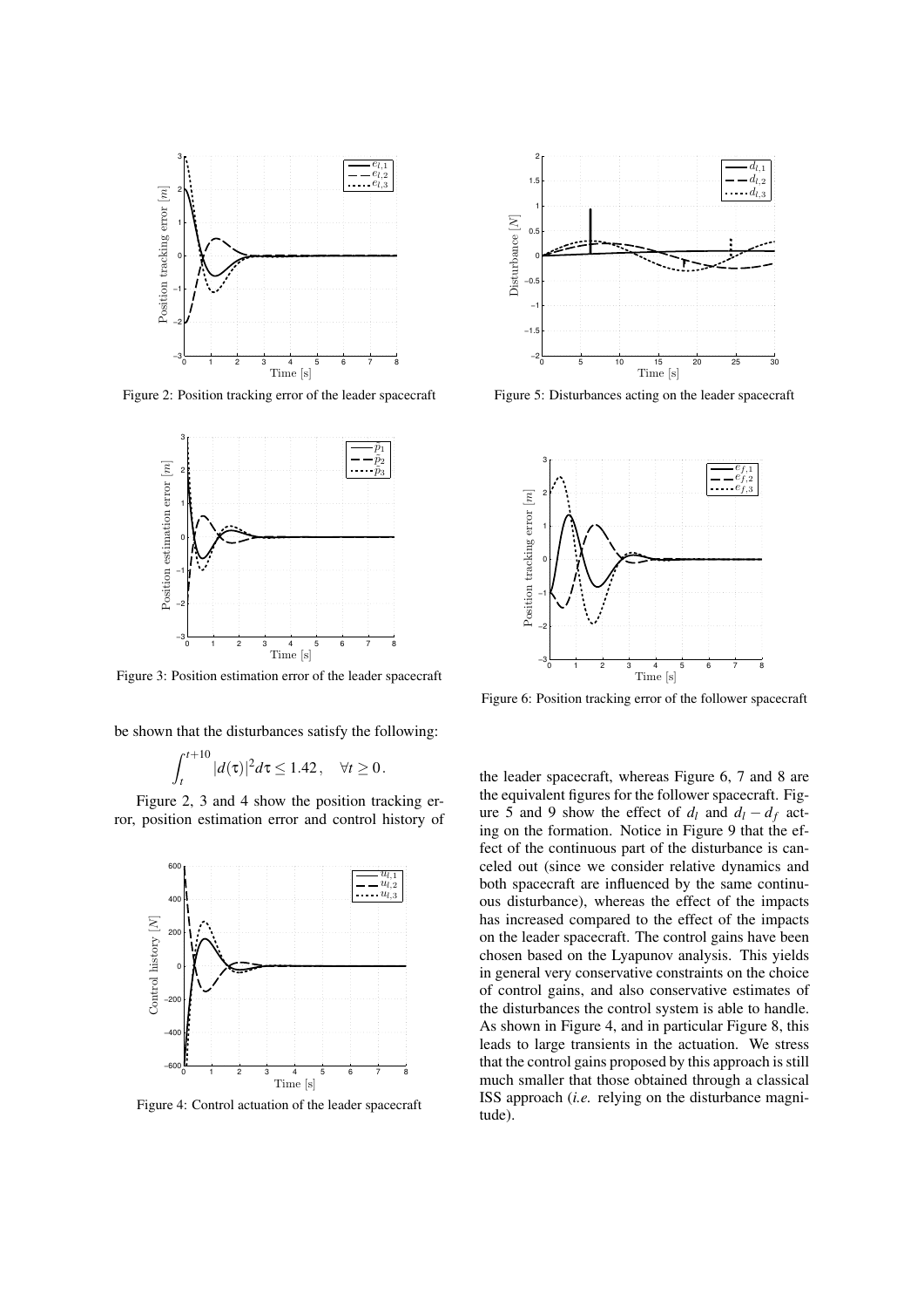Figure 2: Position tracking error of the leader spacecraft

Figure 3: Position estimation error of the leader spacecraft

be shown that the disturbances satisfy the following:

$$\int_t^{t+10} |d(\tau)|^2 d\tau \leq 1.42\,, \quad \forall t \geq 0\,.$$

Figure 2, 3 and 4 show the position tracking error, position estimation error and control history of

Figure 4: Control actuation of the leader spacecraft

Figure 5: Disturbances acting on the leader spacecraft

Figure 6: Position tracking error of the follower spacecraft

the leader spacecraft, whereas Figure 6, 7 and 8 are the equivalent figures for the follower spacecraft. Figure 5 and 9 show the effect of $d_l$ and $d_l - d_f$ acting on the formation. Notice in Figure 9 that the effect of the continuous part of the disturbance is canceled out (since we consider relative dynamics and both spacecraft are influenced by the same continuous disturbance), whereas the effect of the impacts has increased compared to the effect of the impacts on the leader spacecraft. The control gains have been chosen based on the Lyapunov analysis. This yields in general very conservative constraints on the choice of control gains, and also conservative estimates of the disturbances the control system is able to handle. As shown in Figure 4, and in particular Figure 8, this leads to large transients in the actuation. We stress that the control gains proposed by this approach is still much smaller that those obtained through a classical ISS approach (*i.e.* relying on the disturbance magnitude).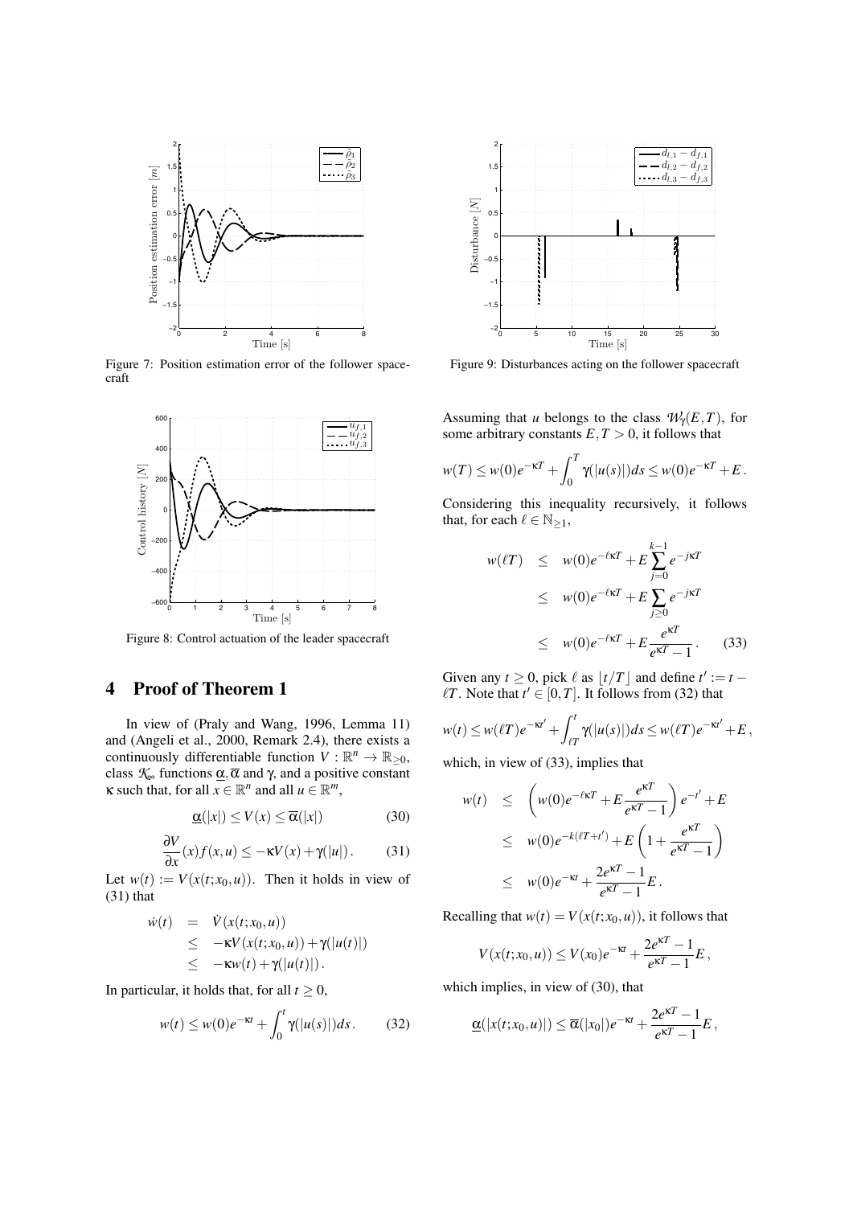Figure 7: Position estimation error of the follower spacecraft

Figure 8: Control actuation of the leader spacecraft

## 4 Proof of Theorem 1

In view of (Praly and Wang, 1996, Lemma 11) and (Angeli et al., 2000, Remark 2.4), there exists a continuously differentiable function $V : \mathbb{R}^n \to \mathbb{R}_{\geq 0}$, class $\mathcal{K}_\infty$ functions $\underline{\alpha}, \overline{\alpha}$ and $\gamma$, and a positive constant $\kappa$ such that, for all $x \in \mathbb{R}^n$ and all $u \in \mathbb{R}^m$,

$$\underline{\alpha}(|x|) \leq V(x) \leq \overline{\alpha}(|x|) \tag{30}$$

$$\frac{\partial V}{\partial x}(x) f(x,u) \leq -\kappa V(x) + \gamma(|u|). \tag{31}$$

Let $w(t) := V(x(t;x_0,u))$. Then it holds in view of (31) that

$$\begin{aligned}
\dot{w}(t) &= \dot{V}(x(t;x_0,u)) \\
&\leq -\kappa V(x(t;x_0,u)) + \gamma(|u(t)|) \\
&\leq -\kappa w(t) + \gamma(|u(t)|).
\end{aligned}$$

In particular, it holds that, for all $t \geq 0$,

$$w(t) \leq w(0)e^{-\kappa t} + \int_0^t \gamma(|u(s)|)ds. \tag{32}$$

Figure 9: Disturbances acting on the follower spacecraft

Assuming that $u$ belongs to the class $\mathcal{W}_\gamma(E,T)$, for some arbitrary constants $E, T > 0$, it follows that

$$w(T) \leq w(0)e^{-\kappa T} + \int_0^T \gamma(|u(s)|)ds \leq w(0)e^{-\kappa T} + E.$$

Considering this inequality recursively, it follows that, for each $\ell \in \mathbb{N}_{\geq 1}$,

$$\begin{aligned}
w(\ell T) &\leq w(0)e^{-\ell\kappa T} + E\sum_{j=0}^{k-1} e^{-j\kappa T} \\
&\leq w(0)e^{-\ell\kappa T} + E\sum_{j\geq 0} e^{-j\kappa T} \\
&\leq w(0)e^{-\ell\kappa T} + E\frac{e^{\kappa T}}{e^{\kappa T}-1}.
\end{aligned} \tag{33}$$

Given any $t \geq 0$, pick $\ell$ as $\lfloor t/T \rfloor$ and define $t' := t - \ell T$. Note that $t' \in [0,T]$. It follows from (32) that

$$w(t) \leq w(\ell T)e^{-\kappa t'} + \int_{\ell T}^t \gamma(|u(s)|)ds \leq w(\ell T)e^{-\kappa t'} + E,$$

which, in view of (33), implies that

$$\begin{aligned}
w(t) &\leq \left(w(0)e^{-\ell\kappa T} + E\frac{e^{\kappa T}}{e^{\kappa T}-1}\right)e^{-t'} + E \\
&\leq w(0)e^{-k(\ell T + t')} + E\left(1 + \frac{e^{\kappa T}}{e^{\kappa T}-1}\right) \\
&\leq w(0)e^{-\kappa t} + \frac{2e^{\kappa T}-1}{e^{\kappa T}-1}E.
\end{aligned}$$

Recalling that $w(t) = V(x(t;x_0,u))$, it follows that

$$V(x(t;x_0,u)) \leq V(x_0)e^{-\kappa t} + \frac{2e^{\kappa T}-1}{e^{\kappa T}-1}E,$$

which implies, in view of (30), that

$$\underline{\alpha}(|x(t;x_0,u)|) \leq \overline{\alpha}(|x_0|)e^{-\kappa t} + \frac{2e^{\kappa T}-1}{e^{\kappa T}-1}E,$$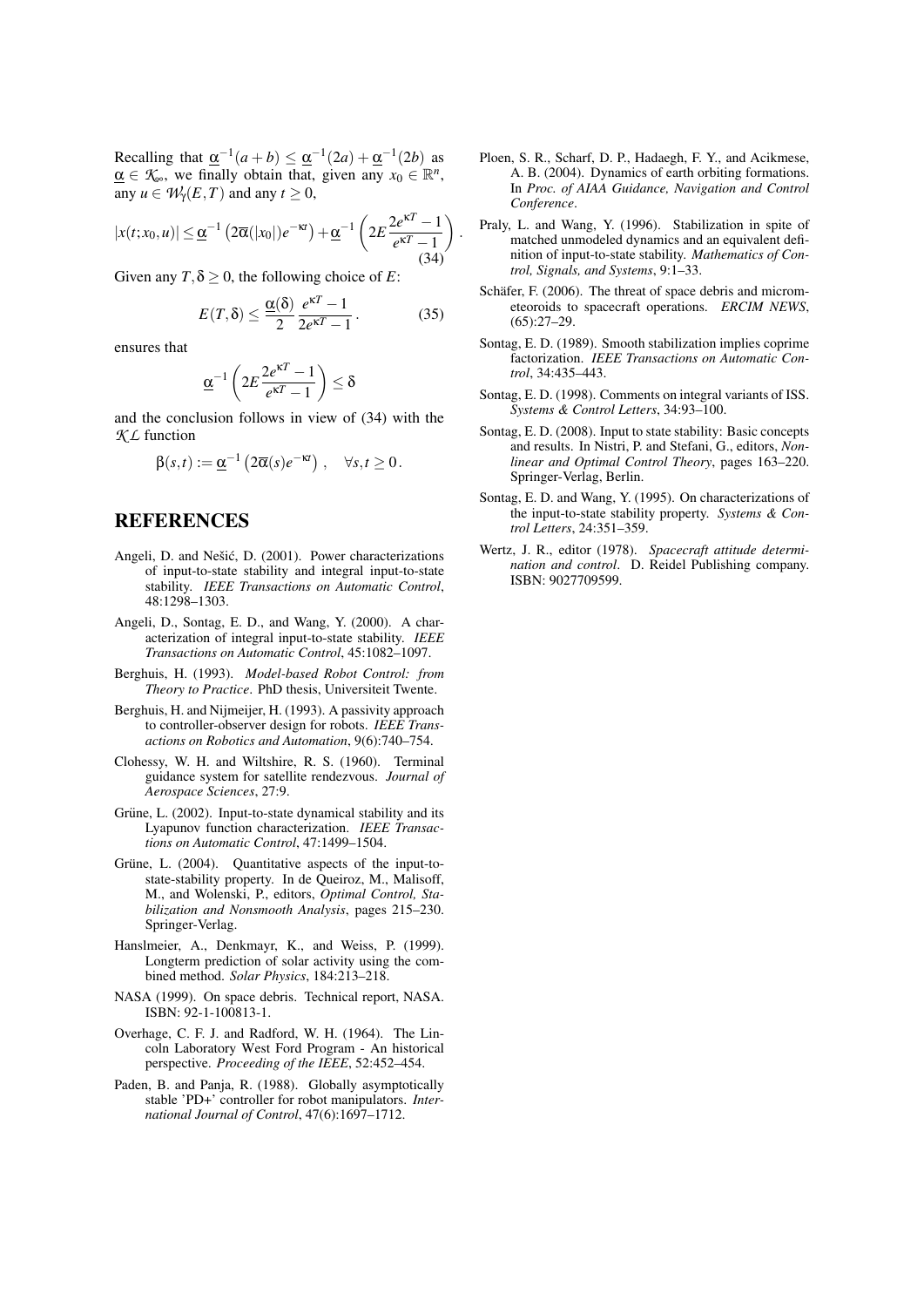Recalling that $\underline{\alpha}^{-1}(a+b) \leq \underline{\alpha}^{-1}(2a) + \underline{\alpha}^{-1}(2b)$ as $\underline{\alpha} \in \mathcal{K}_\infty$, we finally obtain that, given any $x_0 \in \mathbb{R}^n$, any $u \in \mathcal{W}_\gamma(E,T)$ and any $t \geq 0$,

$$|x(t;x_0,u)| \leq \underline{\alpha}^{-1}\left(2\overline{\alpha}(|x_0|)e^{-\kappa t}\right) + \underline{\alpha}^{-1}\left(2E\frac{2e^{\kappa T}-1}{e^{\kappa T}-1}\right). \tag{34}$$

Given any $T, \delta \geq 0$, the following choice of $E$:

$$E(T,\delta) \leq \frac{\underline{\alpha}(\delta)}{2}\frac{e^{\kappa T}-1}{2e^{\kappa T}-1}. \tag{35}$$

ensures that

$$\underline{\alpha}^{-1}\left(2E\frac{2e^{\kappa T}-1}{e^{\kappa T}-1}\right) \leq \delta$$

and the conclusion follows in view of (34) with the $\mathcal{KL}$ function

$$\beta(s,t) := \underline{\alpha}^{-1}\left(2\overline{\alpha}(s)e^{-\kappa t}\right), \quad \forall s,t \geq 0.$$

## REFERENCES

Angeli, D. and Nešić, D. (2001). Power characterizations of input-to-state stability and integral input-to-state stability. *IEEE Transactions on Automatic Control*, 48:1298–1303.

Angeli, D., Sontag, E. D., and Wang, Y. (2000). A characterization of integral input-to-state stability. *IEEE Transactions on Automatic Control*, 45:1082–1097.

Berghuis, H. (1993). *Model-based Robot Control: from Theory to Practice*. PhD thesis, Universiteit Twente.

Berghuis, H. and Nijmeijer, H. (1993). A passivity approach to controller-observer design for robots. *IEEE Transactions on Robotics and Automation*, 9(6):740–754.

Clohessy, W. H. and Wiltshire, R. S. (1960). Terminal guidance system for satellite rendezvous. *Journal of Aerospace Sciences*, 27:9.

Grüne, L. (2002). Input-to-state dynamical stability and its Lyapunov function characterization. *IEEE Transactions on Automatic Control*, 47:1499–1504.

Grüne, L. (2004). Quantitative aspects of the input-to-state-stability property. In de Queiroz, M., Malisoff, M., and Wolenski, P., editors, *Optimal Control, Stabilization and Nonsmooth Analysis*, pages 215–230. Springer-Verlag.

Hanslmeier, A., Denkmayr, K., and Weiss, P. (1999). Longterm prediction of solar activity using the combined method. *Solar Physics*, 184:213–218.

NASA (1999). On space debris. Technical report, NASA. ISBN: 92-1-100813-1.

Overhage, C. F. J. and Radford, W. H. (1964). The Lincoln Laboratory West Ford Program - An historical perspective. *Proceeding of the IEEE*, 52:452–454.

Paden, B. and Panja, R. (1988). Globally asymptotically stable 'PD+' controller for robot manipulators. *International Journal of Control*, 47(6):1697–1712.

Ploen, S. R., Scharf, D. P., Hadaegh, F. Y., and Acikmese, A. B. (2004). Dynamics of earth orbiting formations. In *Proc. of AIAA Guidance, Navigation and Control Conference*.

Praly, L. and Wang, Y. (1996). Stabilization in spite of matched unmodeled dynamics and an equivalent definition of input-to-state stability. *Mathematics of Control, Signals, and Systems*, 9:1–33.

Schäfer, F. (2006). The threat of space debris and micrometeoroids to spacecraft operations. *ERCIM NEWS*, (65):27–29.

Sontag, E. D. (1989). Smooth stabilization implies coprime factorization. *IEEE Transactions on Automatic Control*, 34:435–443.

Sontag, E. D. (1998). Comments on integral variants of ISS. *Systems & Control Letters*, 34:93–100.

Sontag, E. D. (2008). Input to state stability: Basic concepts and results. In Nistri, P. and Stefani, G., editors, *Nonlinear and Optimal Control Theory*, pages 163–220. Springer-Verlag, Berlin.

Sontag, E. D. and Wang, Y. (1995). On characterizations of the input-to-state stability property. *Systems & Control Letters*, 24:351–359.

Wertz, J. R., editor (1978). *Spacecraft attitude determination and control*. D. Reidel Publishing company. ISBN: 9027709599.